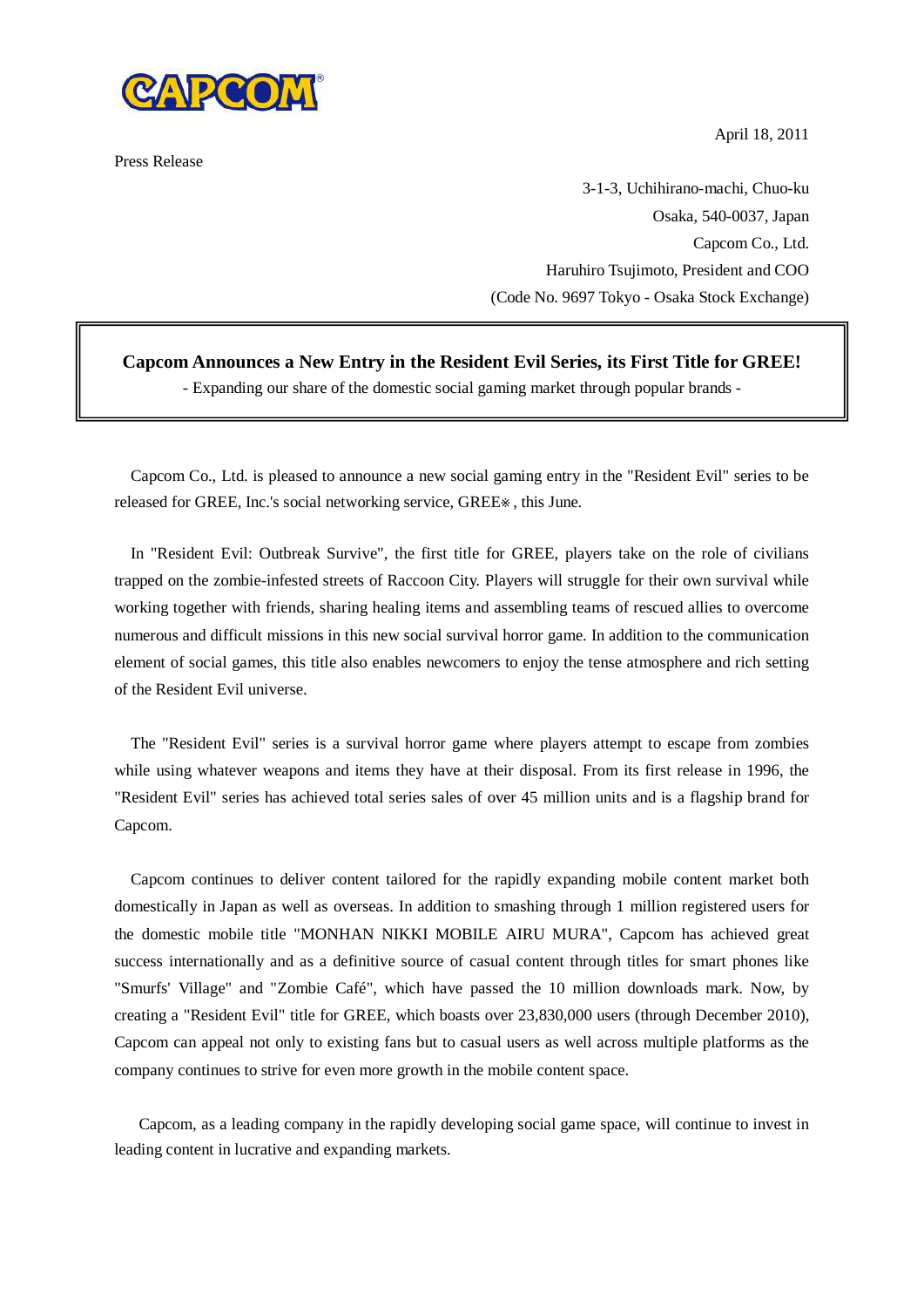April 18, 2011

Press Release

3-1-3, Uchihirano-machi, Chuo-ku
Osaka, 540-0037, Japan
Capcom Co., Ltd.
Haruhiro Tsujimoto, President and COO
(Code No. 9697 Tokyo - Osaka Stock Exchange)

## Capcom Announces a New Entry in the Resident Evil Series, its First Title for GREE!

- Expanding our share of the domestic social gaming market through popular brands -

Capcom Co., Ltd. is pleased to announce a new social gaming entry in the "Resident Evil" series to be released for GREE, Inc.'s social networking service, GREE※, this June.

In "Resident Evil: Outbreak Survive", the first title for GREE, players take on the role of civilians trapped on the zombie-infested streets of Raccoon City. Players will struggle for their own survival while working together with friends, sharing healing items and assembling teams of rescued allies to overcome numerous and difficult missions in this new social survival horror game. In addition to the communication element of social games, this title also enables newcomers to enjoy the tense atmosphere and rich setting of the Resident Evil universe.

The "Resident Evil" series is a survival horror game where players attempt to escape from zombies while using whatever weapons and items they have at their disposal. From its first release in 1996, the "Resident Evil" series has achieved total series sales of over 45 million units and is a flagship brand for Capcom.

Capcom continues to deliver content tailored for the rapidly expanding mobile content market both domestically in Japan as well as overseas. In addition to smashing through 1 million registered users for the domestic mobile title "MONHAN NIKKI MOBILE AIRU MURA", Capcom has achieved great success internationally and as a definitive source of casual content through titles for smart phones like "Smurfs' Village" and "Zombie Café", which have passed the 10 million downloads mark. Now, by creating a "Resident Evil" title for GREE, which boasts over 23,830,000 users (through December 2010), Capcom can appeal not only to existing fans but to casual users as well across multiple platforms as the company continues to strive for even more growth in the mobile content space.

Capcom, as a leading company in the rapidly developing social game space, will continue to invest in leading content in lucrative and expanding markets.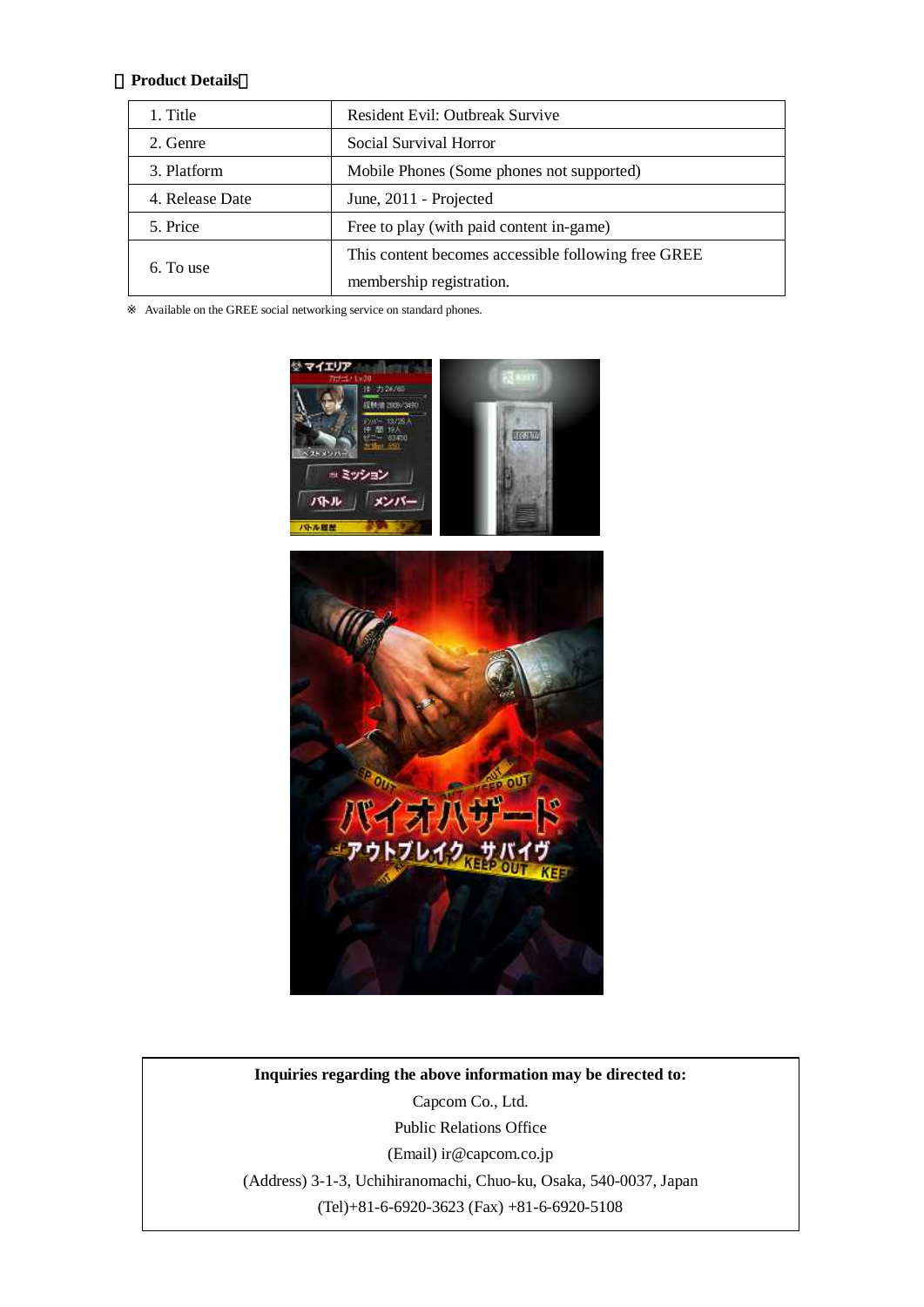【Product Details】

| | |
|---|---|
| 1. Title | Resident Evil: Outbreak Survive |
| 2. Genre | Social Survival Horror |
| 3. Platform | Mobile Phones (Some phones not supported) |
| 4. Release Date | June, 2011 - Projected |
| 5. Price | Free to play (with paid content in-game) |
| 6. To use | This content becomes accessible following free GREE membership registration. |

※ Available on the GREE social networking service on standard phones.

**Inquiries regarding the above information may be directed to:**

Capcom Co., Ltd.

Public Relations Office

(Email) ir@capcom.co.jp

(Address) 3-1-3, Uchihiranomachi, Chuo-ku, Osaka, 540-0037, Japan

(Tel)+81-6-6920-3623 (Fax) +81-6-6920-5108